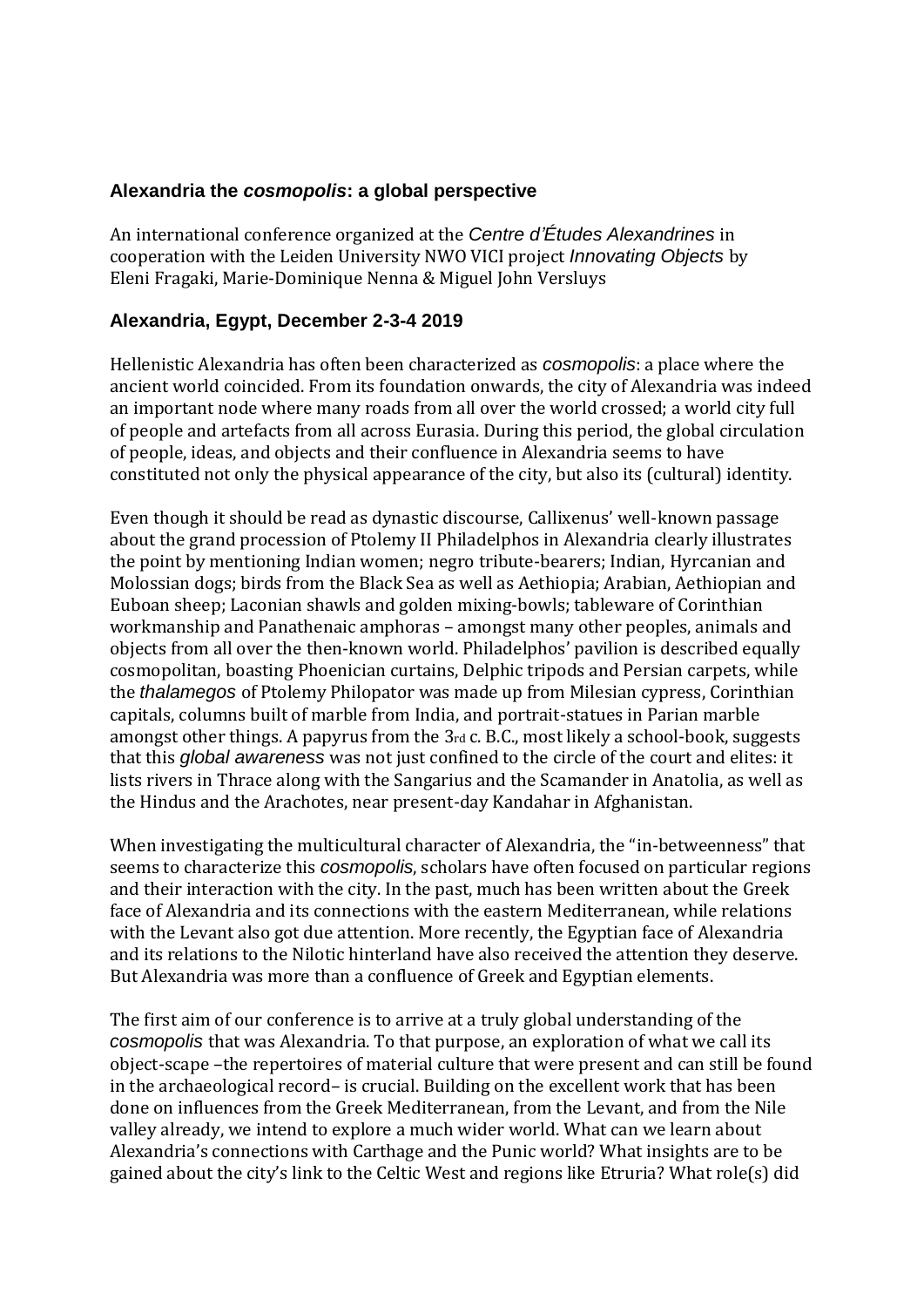## Alexandria the *cosmopolis*: a global perspective

An international conference organized at the *Centre d'Études Alexandrines* in cooperation with the Leiden University NWO VICI project *Innovating Objects* by Eleni Fragaki, Marie-Dominique Nenna & Miguel John Versluys

### Alexandria, Egypt, December 2-3-4 2019

Hellenistic Alexandria has often been characterized as *cosmopolis*: a place where the ancient world coincided. From its foundation onwards, the city of Alexandria was indeed an important node where many roads from all over the world crossed; a world city full of people and artefacts from all across Eurasia. During this period, the global circulation of people, ideas, and objects and their confluence in Alexandria seems to have constituted not only the physical appearance of the city, but also its (cultural) identity.

Even though it should be read as dynastic discourse, Callixenus' well-known passage about the grand procession of Ptolemy II Philadelphos in Alexandria clearly illustrates the point by mentioning Indian women; negro tribute-bearers; Indian, Hyrcanian and Molossian dogs; birds from the Black Sea as well as Aethiopia; Arabian, Aethiopian and Euboan sheep; Laconian shawls and golden mixing-bowls; tableware of Corinthian workmanship and Panathenaic amphoras – amongst many other peoples, animals and objects from all over the then-known world. Philadelphos' pavilion is described equally cosmopolitan, boasting Phoenician curtains, Delphic tripods and Persian carpets, while the *thalamegos* of Ptolemy Philopator was made up from Milesian cypress, Corinthian capitals, columns built of marble from India, and portrait-statues in Parian marble amongst other things. A papyrus from the 3rd c. B.C., most likely a school-book, suggests that this *global awareness* was not just confined to the circle of the court and elites: it lists rivers in Thrace along with the Sangarius and the Scamander in Anatolia, as well as the Hindus and the Arachotes, near present-day Kandahar in Afghanistan.

When investigating the multicultural character of Alexandria, the "in-betweenness" that seems to characterize this *cosmopolis*, scholars have often focused on particular regions and their interaction with the city. In the past, much has been written about the Greek face of Alexandria and its connections with the eastern Mediterranean, while relations with the Levant also got due attention. More recently, the Egyptian face of Alexandria and its relations to the Nilotic hinterland have also received the attention they deserve. But Alexandria was more than a confluence of Greek and Egyptian elements.

The first aim of our conference is to arrive at a truly global understanding of the *cosmopolis* that was Alexandria. To that purpose, an exploration of what we call its object-scape –the repertoires of material culture that were present and can still be found in the archaeological record– is crucial. Building on the excellent work that has been done on influences from the Greek Mediterranean, from the Levant, and from the Nile valley already, we intend to explore a much wider world. What can we learn about Alexandria's connections with Carthage and the Punic world? What insights are to be gained about the city's link to the Celtic West and regions like Etruria? What role(s) did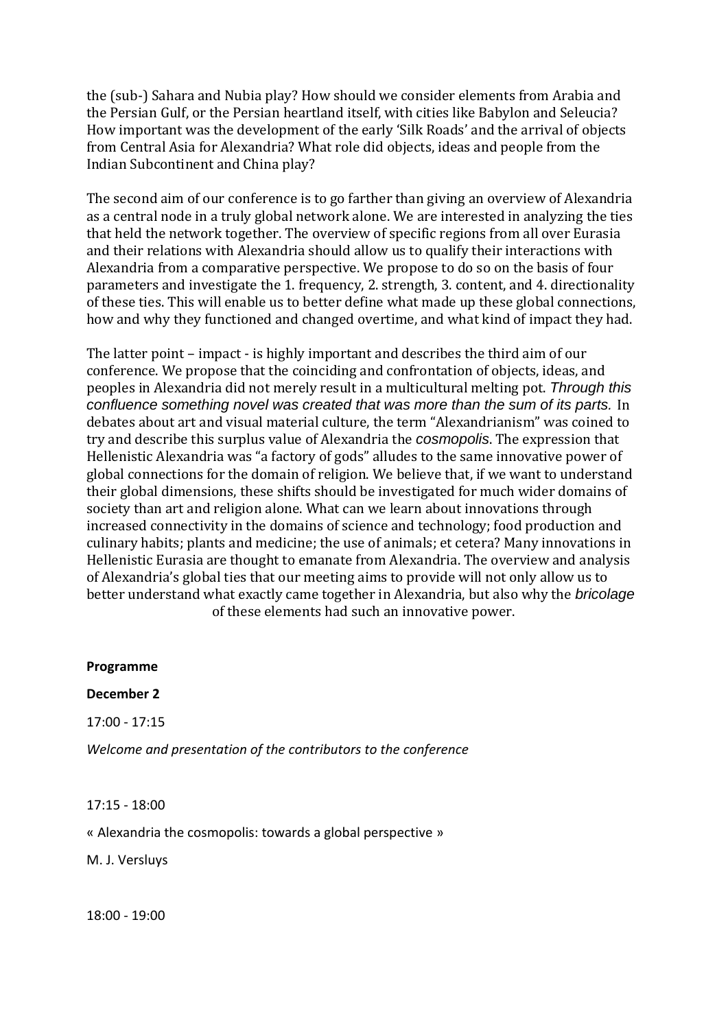the (sub-) Sahara and Nubia play? How should we consider elements from Arabia and the Persian Gulf, or the Persian heartland itself, with cities like Babylon and Seleucia? How important was the development of the early 'Silk Roads' and the arrival of objects from Central Asia for Alexandria? What role did objects, ideas and people from the Indian Subcontinent and China play?

The second aim of our conference is to go farther than giving an overview of Alexandria as a central node in a truly global network alone. We are interested in analyzing the ties that held the network together. The overview of specific regions from all over Eurasia and their relations with Alexandria should allow us to qualify their interactions with Alexandria from a comparative perspective. We propose to do so on the basis of four parameters and investigate the 1. frequency, 2. strength, 3. content, and 4. directionality of these ties. This will enable us to better define what made up these global connections, how and why they functioned and changed overtime, and what kind of impact they had.

The latter point – impact - is highly important and describes the third aim of our conference. We propose that the coinciding and confrontation of objects, ideas, and peoples in Alexandria did not merely result in a multicultural melting pot. *Through this confluence something novel was created that was more than the sum of its parts.* In debates about art and visual material culture, the term "Alexandrianism" was coined to try and describe this surplus value of Alexandria the *cosmopolis*. The expression that Hellenistic Alexandria was "a factory of gods" alludes to the same innovative power of global connections for the domain of religion. We believe that, if we want to understand their global dimensions, these shifts should be investigated for much wider domains of society than art and religion alone. What can we learn about innovations through increased connectivity in the domains of science and technology; food production and culinary habits; plants and medicine; the use of animals; et cetera? Many innovations in Hellenistic Eurasia are thought to emanate from Alexandria. The overview and analysis of Alexandria's global ties that our meeting aims to provide will not only allow us to better understand what exactly came together in Alexandria, but also why the *bricolage* of these elements had such an innovative power.

**Programme**

**December 2**

17:00 - 17:15

*Welcome and presentation of the contributors to the conference*

17:15 - 18:00

« Alexandria the cosmopolis: towards a global perspective »

M. J. Versluys

18:00 - 19:00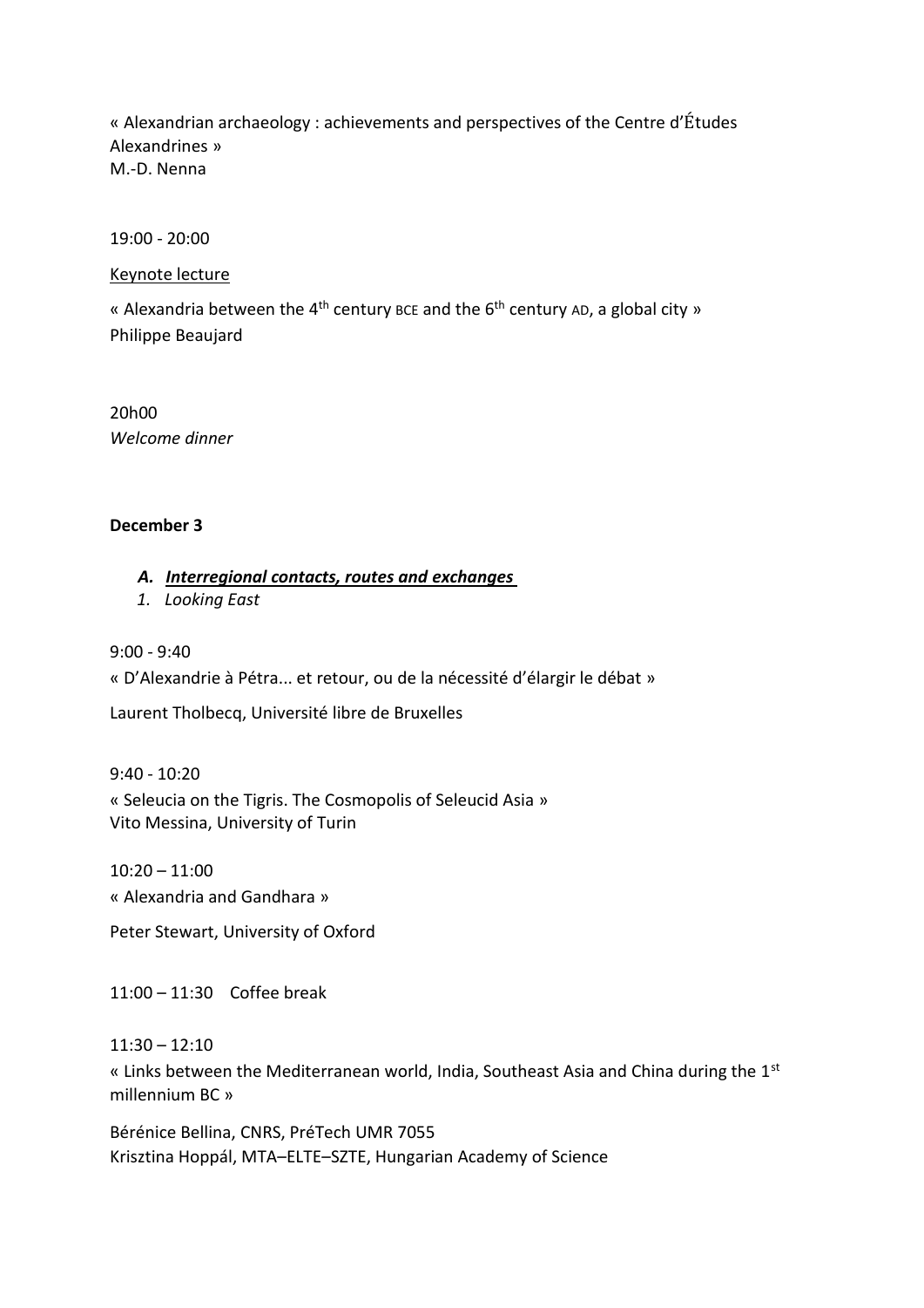« Alexandrian archaeology : achievements and perspectives of the Centre d'Études Alexandrines »
M.-D. Nenna

19:00 - 20:00

Keynote lecture

« Alexandria between the 4th century BCE and the 6th century AD, a global city »
Philippe Beaujard

20h00
*Welcome dinner*

**December 3**

***A. Interregional contacts, routes and exchanges***

*1. Looking East*

9:00 - 9:40
« D'Alexandrie à Pétra... et retour, ou de la nécessité d'élargir le débat »

Laurent Tholbecq, Université libre de Bruxelles

9:40 - 10:20
« Seleucia on the Tigris. The Cosmopolis of Seleucid Asia »
Vito Messina, University of Turin

10:20 – 11:00
« Alexandria and Gandhara »

Peter Stewart, University of Oxford

11:00 – 11:30 Coffee break

11:30 – 12:10
« Links between the Mediterranean world, India, Southeast Asia and China during the 1st millennium BC »

Bérénice Bellina, CNRS, PréTech UMR 7055
Krisztina Hoppál, MTA–ELTE–SZTE, Hungarian Academy of Science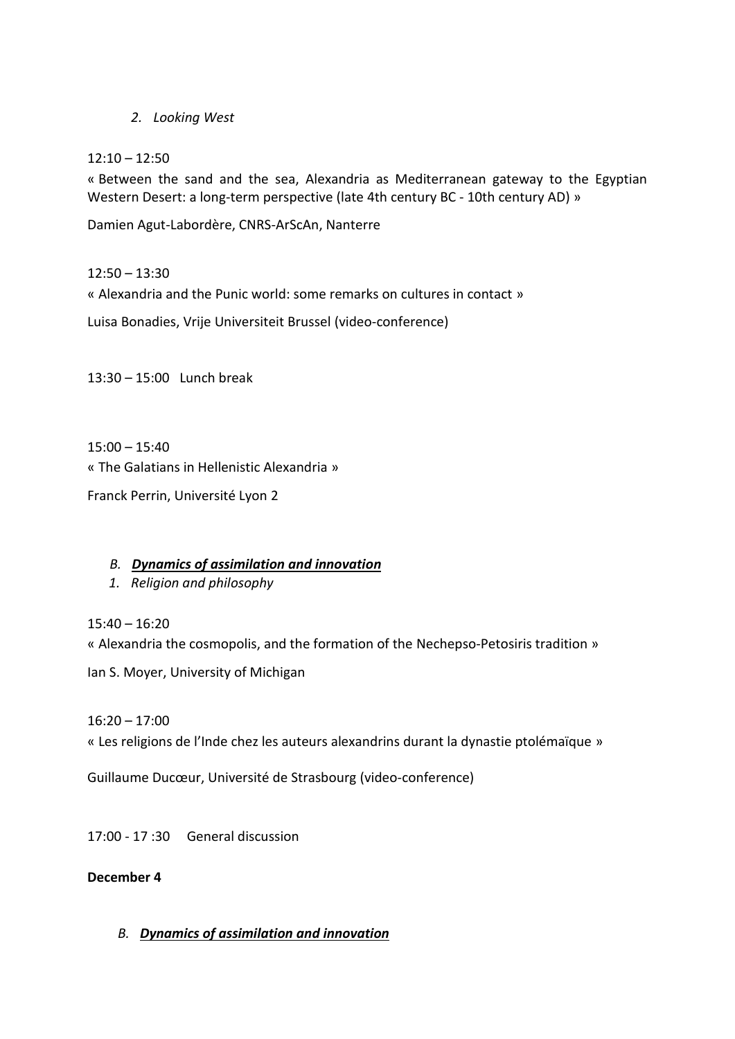*2. Looking West*

12:10 – 12:50

« Between the sand and the sea, Alexandria as Mediterranean gateway to the Egyptian Western Desert: a long-term perspective (late 4th century BC - 10th century AD) »

Damien Agut-Labordère, CNRS-ArScAn, Nanterre

12:50 – 13:30

« Alexandria and the Punic world: some remarks on cultures in contact »

Luisa Bonadies, Vrije Universiteit Brussel (video-conference)

13:30 – 15:00 Lunch break

15:00 – 15:40

« The Galatians in Hellenistic Alexandria »

Franck Perrin, Université Lyon 2

*B. **Dynamics of assimilation and innovation***

*1. Religion and philosophy*

15:40 – 16:20

« Alexandria the cosmopolis, and the formation of the Nechepso-Petosiris tradition »

Ian S. Moyer, University of Michigan

16:20 – 17:00

« Les religions de l'Inde chez les auteurs alexandrins durant la dynastie ptolémaïque »

Guillaume Ducœur, Université de Strasbourg (video-conference)

17:00 - 17 :30 General discussion

**December 4**

*B. **Dynamics of assimilation and innovation***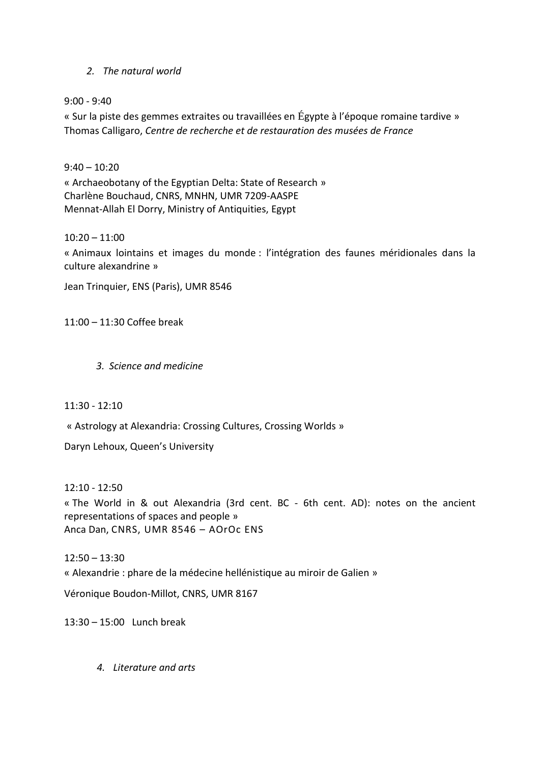## *2. The natural world*

9:00 - 9:40

« Sur la piste des gemmes extraites ou travaillées en Égypte à l'époque romaine tardive »
Thomas Calligaro, *Centre de recherche et de restauration des musées de France*

9:40 – 10:20

« Archaeobotany of the Egyptian Delta: State of Research »
Charlène Bouchaud, CNRS, MNHN, UMR 7209-AASPE
Mennat-Allah El Dorry, Ministry of Antiquities, Egypt

10:20 – 11:00

« Animaux lointains et images du monde : l'intégration des faunes méridionales dans la culture alexandrine »

Jean Trinquier, ENS (Paris), UMR 8546

11:00 – 11:30 Coffee break

## *3. Science and medicine*

11:30 - 12:10

« Astrology at Alexandria: Crossing Cultures, Crossing Worlds »

Daryn Lehoux, Queen's University

12:10 - 12:50

« The World in & out Alexandria (3rd cent. BC - 6th cent. AD): notes on the ancient representations of spaces and people »
Anca Dan, CNRS, UMR 8546 – AOrOc ENS

12:50 – 13:30

« Alexandrie : phare de la médecine hellénistique au miroir de Galien »

Véronique Boudon-Millot, CNRS, UMR 8167

13:30 – 15:00 Lunch break

## *4. Literature and arts*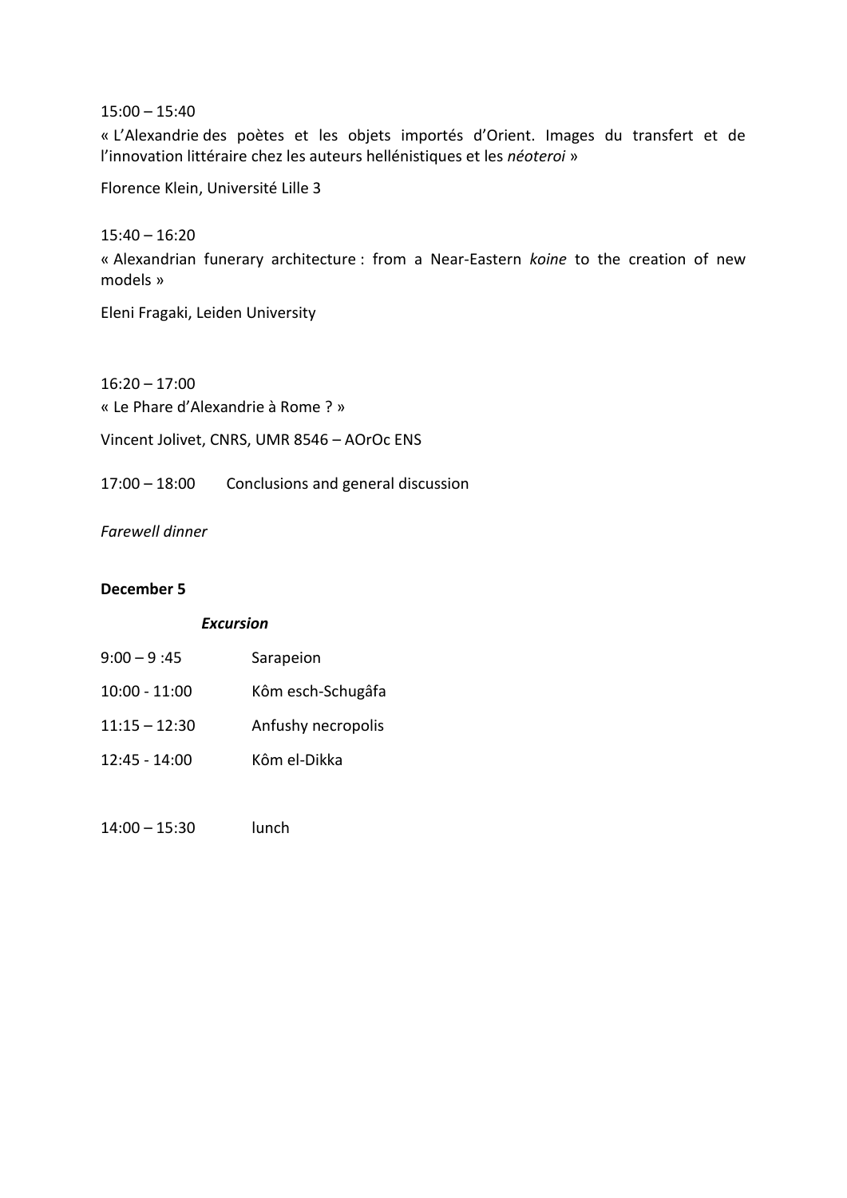15:00 – 15:40

« L'Alexandrie des poètes et les objets importés d'Orient. Images du transfert et de l'innovation littéraire chez les auteurs hellénistiques et les *néoteroi* »

Florence Klein, Université Lille 3

15:40 – 16:20

« Alexandrian funerary architecture : from a Near-Eastern *koine* to the creation of new models »

Eleni Fragaki, Leiden University

16:20 – 17:00

« Le Phare d'Alexandrie à Rome ? »

Vincent Jolivet, CNRS, UMR 8546 – AOrOc ENS

17:00 – 18:00 Conclusions and general discussion

*Farewell dinner*

**December 5**

***Excursion***

9:00 – 9 :45 Sarapeion

10:00 - 11:00 Kôm esch-Schugâfa

11:15 – 12:30 Anfushy necropolis

12:45 - 14:00 Kôm el-Dikka

14:00 – 15:30 lunch